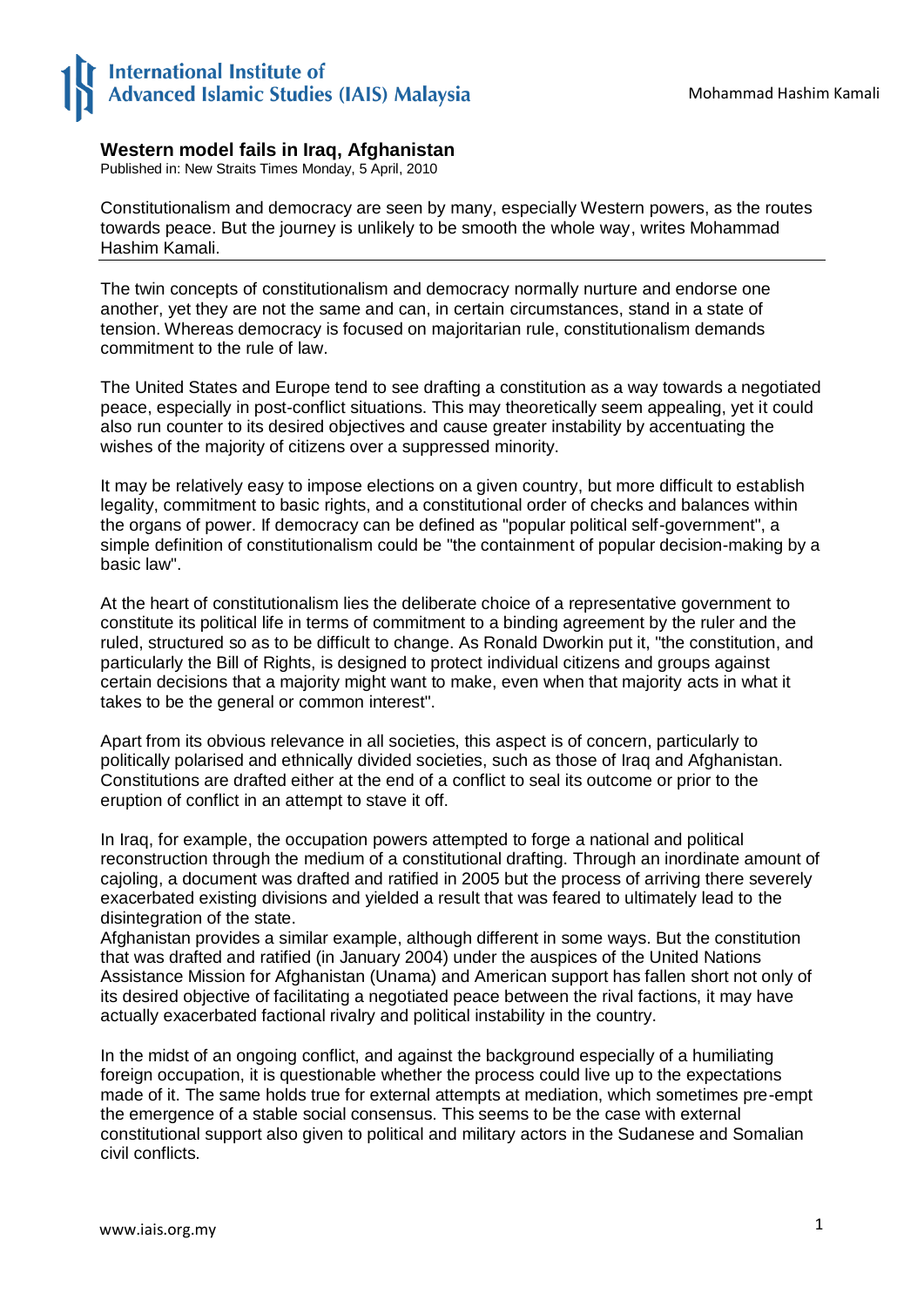# Western model fails in Iraq, Afghanistan

Published in: New Straits Times Monday, 5 April, 2010

Constitutionalism and democracy are seen by many, especially Western powers, as the routes towards peace. But the journey is unlikely to be smooth the whole way, writes Mohammad Hashim Kamali.

---

The twin concepts of constitutionalism and democracy normally nurture and endorse one another, yet they are not the same and can, in certain circumstances, stand in a state of tension. Whereas democracy is focused on majoritarian rule, constitutionalism demands commitment to the rule of law.

The United States and Europe tend to see drafting a constitution as a way towards a negotiated peace, especially in post-conflict situations. This may theoretically seem appealing, yet it could also run counter to its desired objectives and cause greater instability by accentuating the wishes of the majority of citizens over a suppressed minority.

It may be relatively easy to impose elections on a given country, but more difficult to establish legality, commitment to basic rights, and a constitutional order of checks and balances within the organs of power. If democracy can be defined as "popular political self-government", a simple definition of constitutionalism could be "the containment of popular decision-making by a basic law".

At the heart of constitutionalism lies the deliberate choice of a representative government to constitute its political life in terms of commitment to a binding agreement by the ruler and the ruled, structured so as to be difficult to change. As Ronald Dworkin put it, "the constitution, and particularly the Bill of Rights, is designed to protect individual citizens and groups against certain decisions that a majority might want to make, even when that majority acts in what it takes to be the general or common interest".

Apart from its obvious relevance in all societies, this aspect is of concern, particularly to politically polarised and ethnically divided societies, such as those of Iraq and Afghanistan. Constitutions are drafted either at the end of a conflict to seal its outcome or prior to the eruption of conflict in an attempt to stave it off.

In Iraq, for example, the occupation powers attempted to forge a national and political reconstruction through the medium of a constitutional drafting. Through an inordinate amount of cajoling, a document was drafted and ratified in 2005 but the process of arriving there severely exacerbated existing divisions and yielded a result that was feared to ultimately lead to the disintegration of the state.

Afghanistan provides a similar example, although different in some ways. But the constitution that was drafted and ratified (in January 2004) under the auspices of the United Nations Assistance Mission for Afghanistan (Unama) and American support has fallen short not only of its desired objective of facilitating a negotiated peace between the rival factions, it may have actually exacerbated factional rivalry and political instability in the country.

In the midst of an ongoing conflict, and against the background especially of a humiliating foreign occupation, it is questionable whether the process could live up to the expectations made of it. The same holds true for external attempts at mediation, which sometimes pre-empt the emergence of a stable social consensus. This seems to be the case with external constitutional support also given to political and military actors in the Sudanese and Somalian civil conflicts.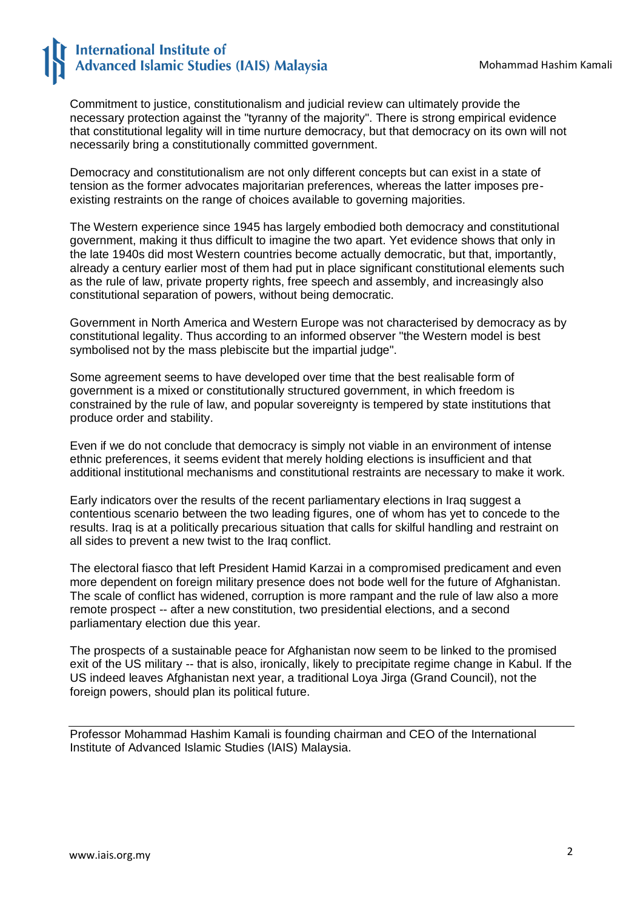Commitment to justice, constitutionalism and judicial review can ultimately provide the necessary protection against the "tyranny of the majority". There is strong empirical evidence that constitutional legality will in time nurture democracy, but that democracy on its own will not necessarily bring a constitutionally committed government.

Democracy and constitutionalism are not only different concepts but can exist in a state of tension as the former advocates majoritarian preferences, whereas the latter imposes pre-existing restraints on the range of choices available to governing majorities.

The Western experience since 1945 has largely embodied both democracy and constitutional government, making it thus difficult to imagine the two apart. Yet evidence shows that only in the late 1940s did most Western countries become actually democratic, but that, importantly, already a century earlier most of them had put in place significant constitutional elements such as the rule of law, private property rights, free speech and assembly, and increasingly also constitutional separation of powers, without being democratic.

Government in North America and Western Europe was not characterised by democracy as by constitutional legality. Thus according to an informed observer "the Western model is best symbolised not by the mass plebiscite but the impartial judge".

Some agreement seems to have developed over time that the best realisable form of government is a mixed or constitutionally structured government, in which freedom is constrained by the rule of law, and popular sovereignty is tempered by state institutions that produce order and stability.

Even if we do not conclude that democracy is simply not viable in an environment of intense ethnic preferences, it seems evident that merely holding elections is insufficient and that additional institutional mechanisms and constitutional restraints are necessary to make it work.

Early indicators over the results of the recent parliamentary elections in Iraq suggest a contentious scenario between the two leading figures, one of whom has yet to concede to the results. Iraq is at a politically precarious situation that calls for skilful handling and restraint on all sides to prevent a new twist to the Iraq conflict.

The electoral fiasco that left President Hamid Karzai in a compromised predicament and even more dependent on foreign military presence does not bode well for the future of Afghanistan. The scale of conflict has widened, corruption is more rampant and the rule of law also a more remote prospect -- after a new constitution, two presidential elections, and a second parliamentary election due this year.

The prospects of a sustainable peace for Afghanistan now seem to be linked to the promised exit of the US military -- that is also, ironically, likely to precipitate regime change in Kabul. If the US indeed leaves Afghanistan next year, a traditional Loya Jirga (Grand Council), not the foreign powers, should plan its political future.

---

Professor Mohammad Hashim Kamali is founding chairman and CEO of the International Institute of Advanced Islamic Studies (IAIS) Malaysia.